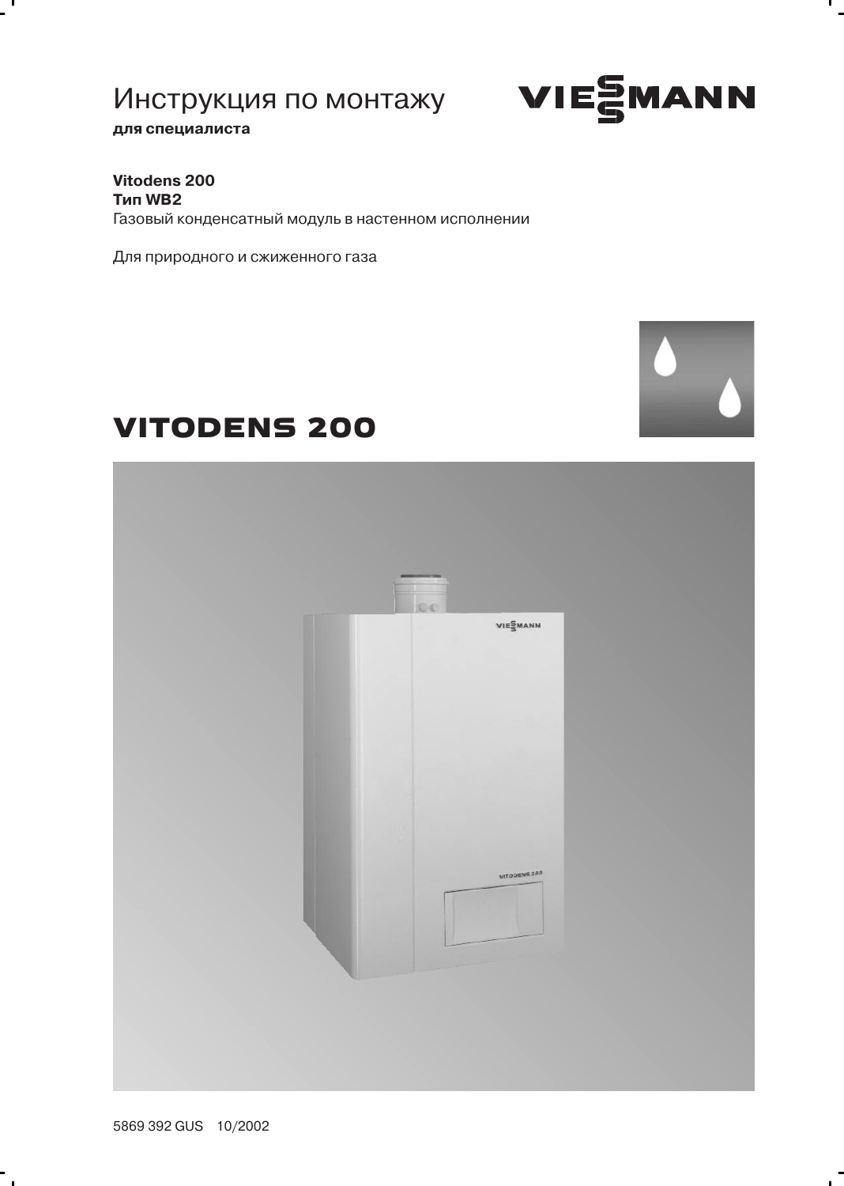# Инструкция по монтажу

**для специалиста**

VIESMANN

**Vitodens 200**
**Тип WB2**
Газовый конденсатный модуль в настенном исполнении

Для природного и сжиженного газа

# VITODENS 200

5869 392 GUS 10/2002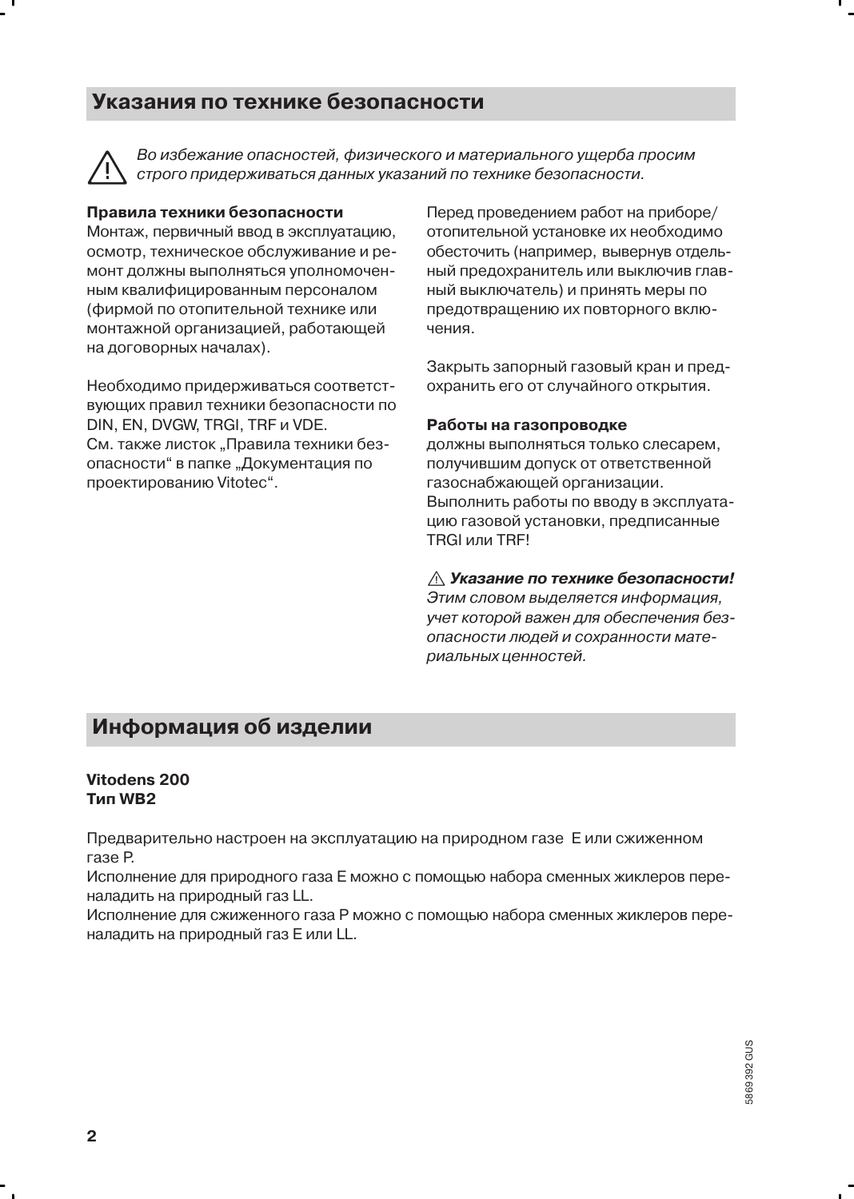## Указания по технике безопасности

⚠ *Во избежание опасностей, физического и материального ущерба просим строго придерживаться данных указаний по технике безопасности.*

**Правила техники безопасности**
Монтаж, первичный ввод в эксплуатацию, осмотр, техническое обслуживание и ремонт должны выполняться уполномоченным квалифицированным персоналом (фирмой по отопительной технике или монтажной организацией, работающей на договорных началах).

Необходимо придерживаться соответствующих правил техники безопасности по DIN, EN, DVGW, TRGI, TRF и VDE.
См. также листок „Правила техники безопасности“ в папке „Документация по проектированию Vitotec“.

Перед проведением работ на приборе/отопительной установке их необходимо обесточить (например, вывернув отдельный предохранитель или выключив главный выключатель) и принять меры по предотвращению их повторного включения.

Закрыть запорный газовый кран и предохранить его от случайного открытия.

**Работы на газопроводке**
должны выполняться только слесарем, получившим допуск от ответственной газоснабжающей организации.
Выполнить работы по вводу в эксплуатацию газовой установки, предписанные TRGI или TRF!

⚠ ***Указание по технике безопасности!***
*Этим словом выделяется информация, учет которой важен для обеспечения безопасности людей и сохранности материальных ценностей.*

## Информация об изделии

**Vitodens 200**
**Тип WB2**

Предварительно настроен на эксплуатацию на природном газе E или сжиженном газе P.
Исполнение для природного газа E можно с помощью набора сменных жиклеров переналадить на природный газ LL.
Исполнение для сжиженного газа P можно с помощью набора сменных жиклеров переналадить на природный газ E или LL.

5869 392 GUS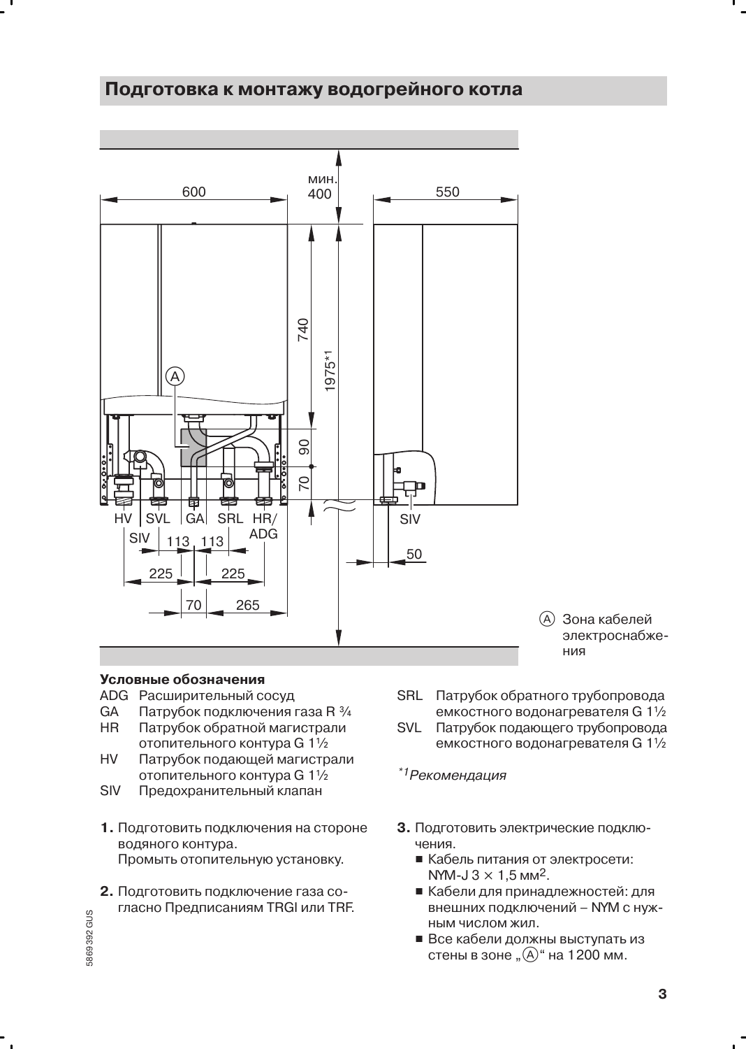## Подготовка к монтажу водогрейного котла

Ⓐ Зона кабелей электроснабжения

**Условные обозначения**

- ADG Расширительный сосуд
- GA Патрубок подключения газа R ¾
- HR Патрубок обратной магистрали отопительного контура G 1½
- HV Патрубок подающей магистрали отопительного контура G 1½
- SIV Предохранительный клапан
- SRL Патрубок обратного трубопровода емкостного водонагревателя G 1½
- SVL Патрубок подающего трубопровода емкостного водонагревателя G 1½

*[1]Рекомендация*

1. Подготовить подключения на стороне водяного контура.
   Промыть отопительную установку.
2. Подготовить подключение газа согласно Предписаниям TRGI или TRF.
3. Подготовить электрические подключения.
   - Кабель питания от электросети: NYM-J 3 × 1,5 мм².
   - Кабели для принадлежностей: для внешних подключений – NYM с нужным числом жил.
   - Все кабели должны выступать из стены в зоне „Ⓐ“ на 1200 мм.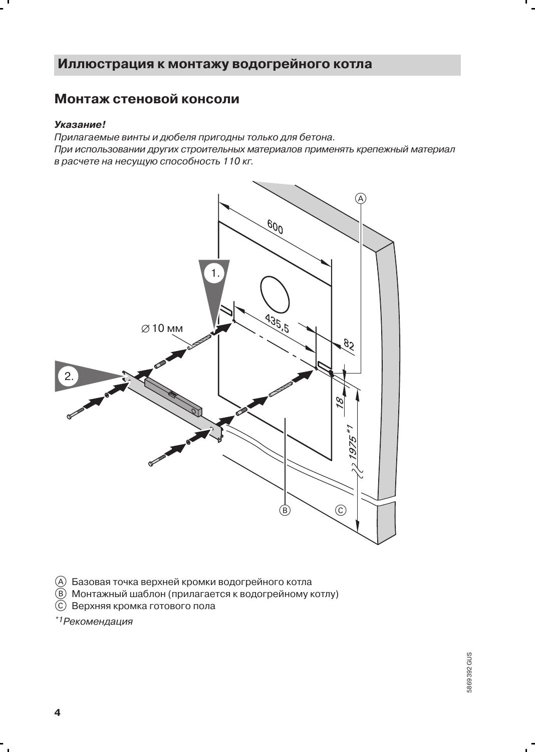## Иллюстрация к монтажу водогрейного котла

## Монтаж стеновой консоли

***Указание!***

*Прилагаемые винты и дюбеля пригодны только для бетона.*
*При использовании других строительных материалов применять крепежный материал в расчете на несущую способность 110 кг.*

Ⓐ Базовая точка верхней кромки водогрейного котла
Ⓑ Монтажный шаблон (прилагается к водогрейному котлу)
Ⓒ Верхняя кромка готового пола

*[1]Рекомендация*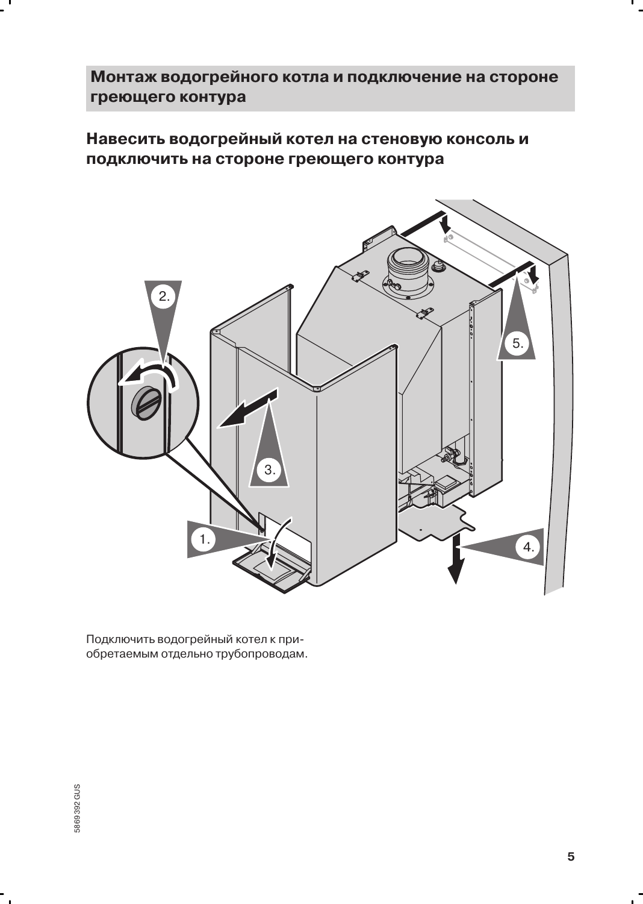## Монтаж водогрейного котла и подключение на стороне греющего контура

### Навесить водогрейный котел на стеновую консоль и подключить на стороне греющего контура

Подключить водогрейный котел к приобретаемым отдельно трубопроводам.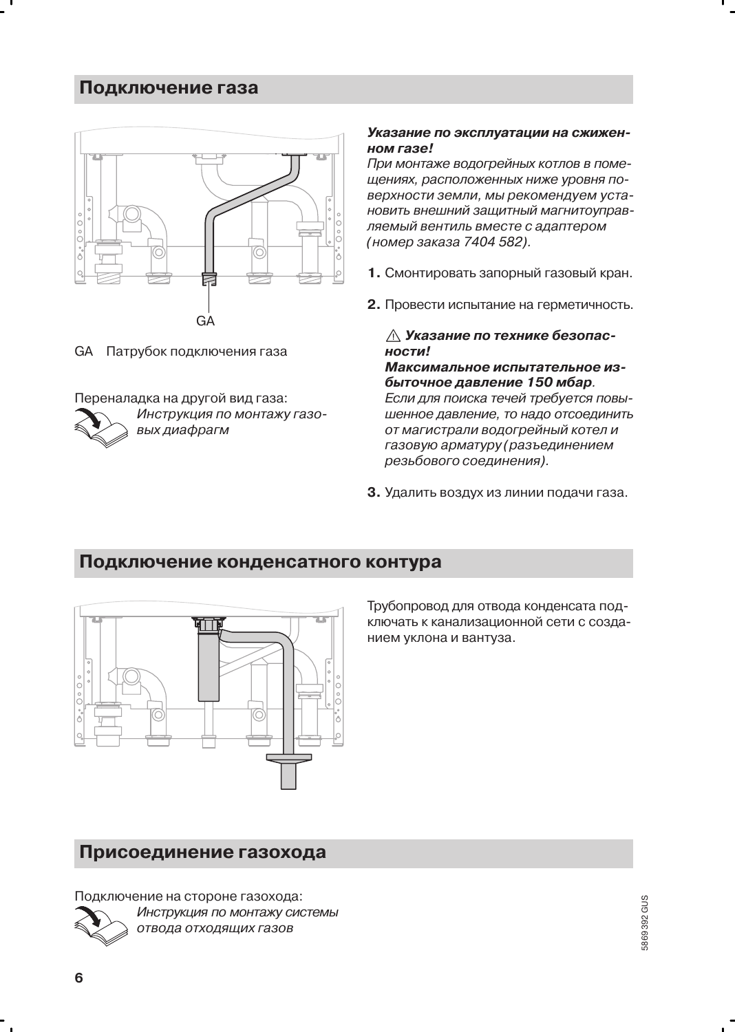## Подключение газа

GA

GA Патрубок подключения газа

Переналадка на другой вид газа:
*Инструкция по монтажу газовых диафрагм*

***Указание по эксплуатации на сжиженном газе!***
*При монтаже водогрейных котлов в помещениях, расположенных ниже уровня поверхности земли, мы рекомендуем установить внешний защитный магнитоуправляемый вентиль вместе с адаптером (номер заказа 7404 582).*

**1.** Смонтировать запорный газовый кран.

**2.** Провести испытание на герметичность.

⚠ ***Указание по технике безопасности!***
***Максимальное испытательное избыточное давление 150 мбар****.*
*Если для поиска течей требуется повышенное давление, то надо отсоединить от магистрали водогрейный котел и газовую арматуру (разъединением резьбового соединения).*

**3.** Удалить воздух из линии подачи газа.

## Подключение конденсатного контура

Трубопровод для отвода конденсата подключать к канализационной сети с созданием уклона и вантуза.

## Присоединение газохода

Подключение на стороне газохода:
*Инструкция по монтажу системы отвода отходящих газов*

5869 392 GUS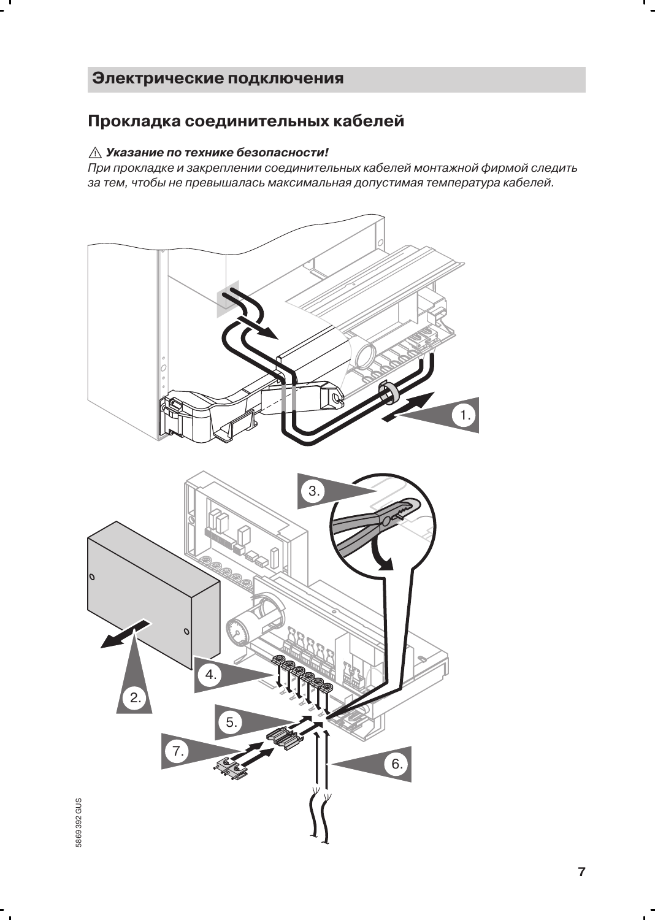## Электрические подключения

### Прокладка соединительных кабелей

⚠ ***Указание по технике безопасности!***
*При прокладке и закреплении соединительных кабелей монтажной фирмой следить за тем, чтобы не превышалась максимальная допустимая температура кабелей.*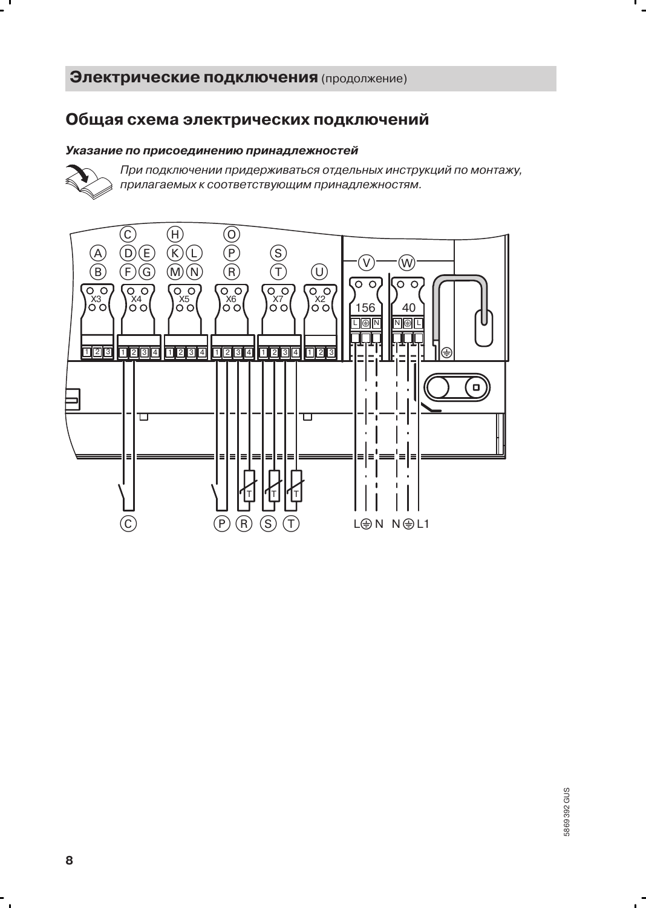## Электрические подключения (продолжение)

## Общая схема электрических подключений

***Указание по присоединению принадлежностей***

*При подключении придерживаться отдельных инструкций по монтажу, прилагаемых к соответствующим принадлежностям.*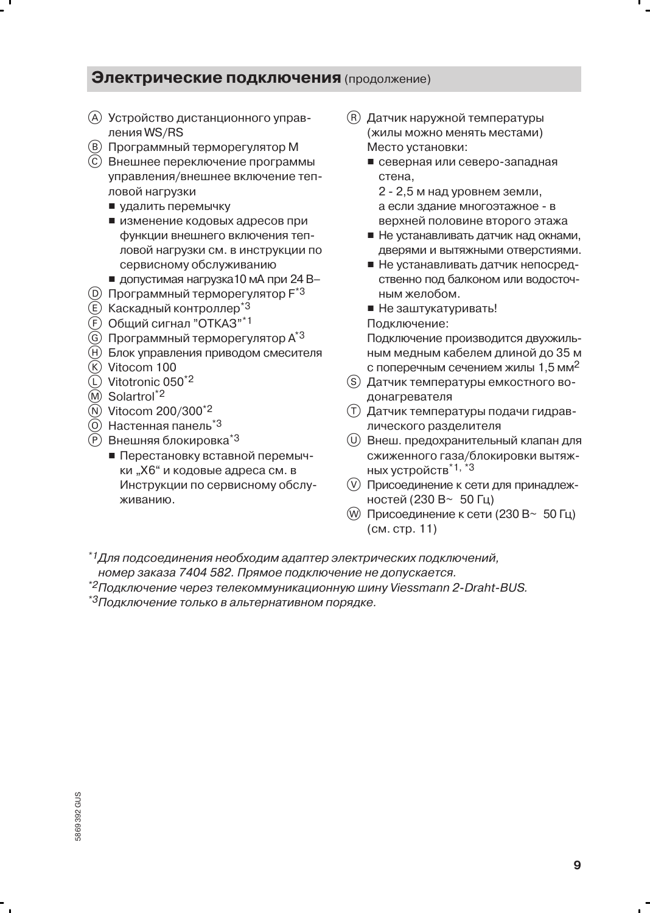## Электрические подключения (продолжение)

- Ⓐ Устройство дистанционного управления WS/RS
- Ⓑ Программный терморегулятор M
- Ⓒ Внешнее переключение программы управления/внешнее включение тепловой нагрузки
  - удалить перемычку
  - изменение кодовых адресов при функции внешнего включения тепловой нагрузки см. в инструкции по сервисному обслуживанию
  - допустимая нагрузка10 мА при 24 В–
- Ⓓ Программный терморегулятор F[*3]
- Ⓔ Каскадный контроллер[*3]
- Ⓕ Общий сигнал "ОТКАЗ"[*1]
- Ⓖ Программный терморегулятор A[*3]
- Ⓗ Блок управления приводом смесителя
- Ⓚ Vitocom 100
- Ⓛ Vitotronic 050[*2]
- Ⓜ Solartrol[*2]
- Ⓝ Vitocom 200/300[*2]
- Ⓞ Настенная панель[*3]
- Ⓟ Внешняя блокировка[*3]
  - Перестановку вставной перемычки „X6" и кодовые адреса см. в Инструкции по сервисному обслуживанию.
- Ⓡ Датчик наружной температуры (жилы можно менять местами)
  Место установки:
  - северная или северо-западная стена,
    2 - 2,5 м над уровнем земли,
    а если здание многоэтажное - в верхней половине второго этажа
  - Не устанавливать датчик над окнами, дверями и вытяжными отверстиями.
  - Не устанавливать датчик непосредственно под балконом или водосточным желобом.
  - Не заштукатуривать!

  Подключение:
  Подключение производится двухжильным медным кабелем длиной до 35 м с поперечным сечением жилы 1,5 мм$^2$
- Ⓢ Датчик температуры емкостного водонагревателя
- Ⓣ Датчик температуры подачи гидравлического разделителя
- Ⓤ Внеш. предохранительный клапан для сжиженного газа/блокировки вытяжных устройств[*1, *3]
- Ⓥ Присоединение к сети для принадлежностей (230 В~ 50 Гц)
- Ⓦ Присоединение к сети (230 В~ 50 Гц) (см. стр. 11)

*[*1]Для подсоединения необходим адаптер электрических подключений, номер заказа 7404 582. Прямое подключение не допускается.*

*[*2]Подключение через телекоммуникационную шину Viessmann 2-Draht-BUS.*

*[*3]Подключение только в альтернативном порядке.*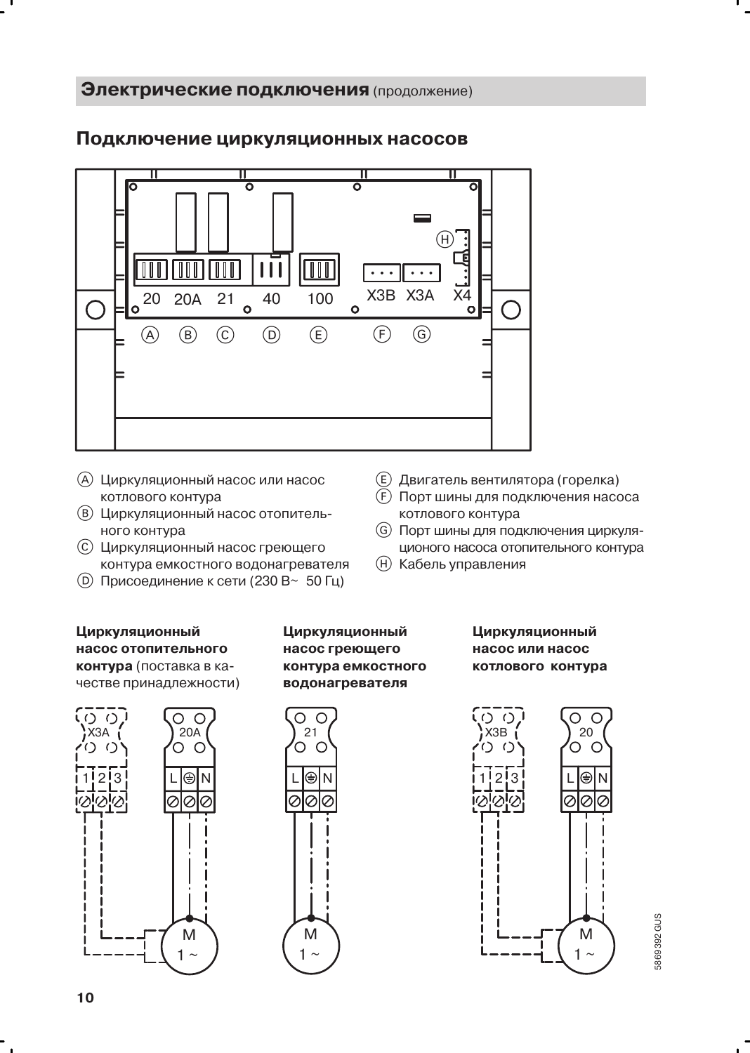## Электрические подключения (продолжение)

## Подключение циркуляционных насосов

20 20A 21 40 100 X3B X3A X4

Ⓐ Ⓑ Ⓒ Ⓓ Ⓔ Ⓕ Ⓖ Ⓗ

- Ⓐ Циркуляционный насос или насос котлового контура
- Ⓑ Циркуляционный насос отопительного контура
- Ⓒ Циркуляционный насос греющего контура емкостного водонагревателя
- Ⓓ Присоединение к сети (230 В~ 50 Гц)
- Ⓔ Двигатель вентилятора (горелка)
- Ⓕ Порт шины для подключения насоса котлового контура
- Ⓖ Порт шины для подключения циркуляционого насоса отопительного контура
- Ⓗ Кабель управления

**Циркуляционный насос отопительного контура** (поставка в качестве принадлежности)

X3A 1 2 3 — 20A L ⏚ N — M 1 ~

**Циркуляционный насос греющего контура емкостного водонагревателя**

21 L ⏚ N — M 1 ~

**Циркуляционный насос или насос котлового контура**

X3B 1 2 3 — 20 L ⏚ N — M 1 ~

5869392 GUS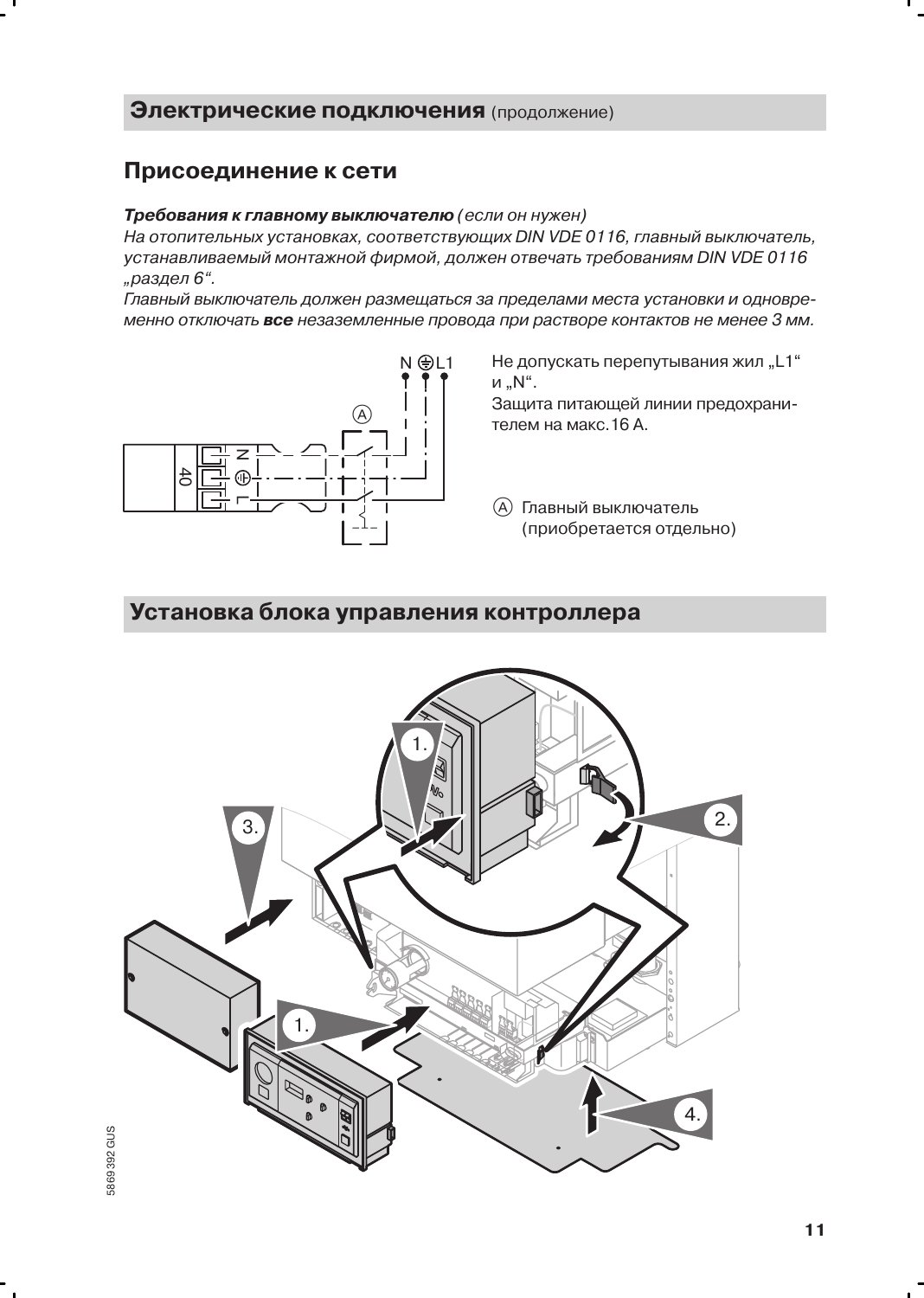## Электрические подключения (продолжение)

### Присоединение к сети

***Требования к главному выключателю** (если он нужен)*
*На отопительных установках, соответствующих DIN VDE 0116, главный выключатель, устанавливаемый монтажной фирмой, должен отвечать требованиям DIN VDE 0116 „раздел 6“.*
*Главный выключатель должен размещаться за пределами места установки и одновременно отключать **все** незаземленные провода при растворе контактов не менее 3 мм.*

Не допускать перепутывания жил „L1“ и „N“.
Защита питающей линии предохранителем на макс. 16 A.

Ⓐ Главный выключатель (приобретается отдельно)

## Установка блока управления контроллера

5869 392 GUS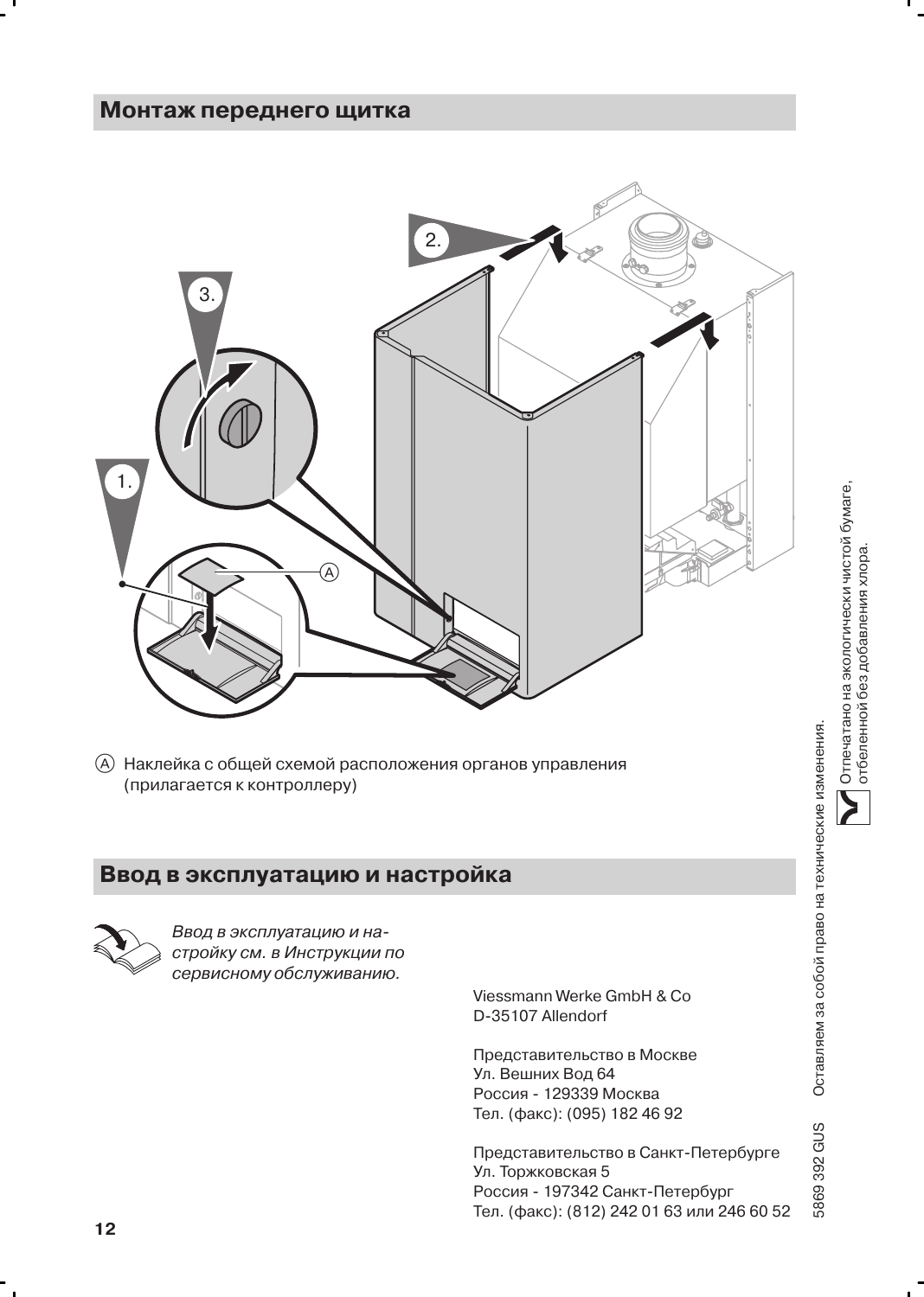## Монтаж переднего щитка

1.

2.

3.

Ⓐ

Ⓐ Наклейка с общей схемой расположения органов управления (прилагается к контроллеру)

## Ввод в эксплуатацию и настройка

*Ввод в эксплуатацию и настройку см. в Инструкции по сервисному обслуживанию.*

Viessmann Werke GmbH & Co
D-35107 Allendorf

Представительство в Москве
Ул. Вешних Вод 64
Россия - 129339 Москва
Тел. (факс): (095) 182 46 92

Представительство в Санкт-Петербурге
Ул. Торжковская 5
Россия - 197342 Санкт-Петербург
Тел. (факс): (812) 242 01 63 или 246 60 52

5869 392 GUS Оставляем за собой право на технические изменения.

Отпечатано на экологически чистой бумаге, отбеленной без добавления хлора.